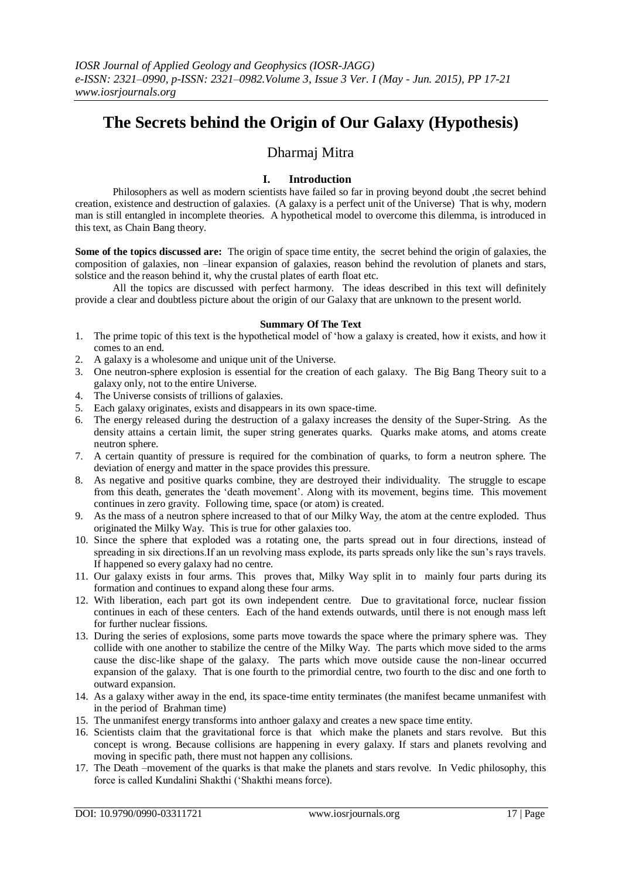# The Secrets behind the Origin of Our Galaxy (Hypothesis)

Dharmaj Mitra

## I. Introduction

Philosophers as well as modern scientists have failed so far in proving beyond doubt ,the secret behind creation, existence and destruction of galaxies. (A galaxy is a perfect unit of the Universe) That is why, modern man is still entangled in incomplete theories. A hypothetical model to overcome this dilemma, is introduced in this text, as Chain Bang theory.

**Some of the topics discussed are:** The origin of space time entity, the secret behind the origin of galaxies, the composition of galaxies, non –linear expansion of galaxies, reason behind the revolution of planets and stars, solstice and the reason behind it, why the crustal plates of earth float etc.

All the topics are discussed with perfect harmony. The ideas described in this text will definitely provide a clear and doubtless picture about the origin of our Galaxy that are unknown to the present world.

### Summary Of The Text

1. The prime topic of this text is the hypothetical model of 'how a galaxy is created, how it exists, and how it comes to an end.
2. A galaxy is a wholesome and unique unit of the Universe.
3. One neutron-sphere explosion is essential for the creation of each galaxy. The Big Bang Theory suit to a galaxy only, not to the entire Universe.
4. The Universe consists of trillions of galaxies.
5. Each galaxy originates, exists and disappears in its own space-time.
6. The energy released during the destruction of a galaxy increases the density of the Super-String. As the density attains a certain limit, the super string generates quarks. Quarks make atoms, and atoms create neutron sphere.
7. A certain quantity of pressure is required for the combination of quarks, to form a neutron sphere. The deviation of energy and matter in the space provides this pressure.
8. As negative and positive quarks combine, they are destroyed their individuality. The struggle to escape from this death, generates the 'death movement'. Along with its movement, begins time. This movement continues in zero gravity. Following time, space (or atom) is created.
9. As the mass of a neutron sphere increased to that of our Milky Way, the atom at the centre exploded. Thus originated the Milky Way. This is true for other galaxies too.
10. Since the sphere that exploded was a rotating one, the parts spread out in four directions, instead of spreading in six directions.If an un revolving mass explode, its parts spreads only like the sun's rays travels. If happened so every galaxy had no centre.
11. Our galaxy exists in four arms. This proves that, Milky Way split in to mainly four parts during its formation and continues to expand along these four arms.
12. With liberation, each part got its own independent centre. Due to gravitational force, nuclear fission continues in each of these centers. Each of the hand extends outwards, until there is not enough mass left for further nuclear fissions.
13. During the series of explosions, some parts move towards the space where the primary sphere was. They collide with one another to stabilize the centre of the Milky Way. The parts which move sided to the arms cause the disc-like shape of the galaxy. The parts which move outside cause the non-linear occurred expansion of the galaxy. That is one fourth to the primordial centre, two fourth to the disc and one forth to outward expansion.
14. As a galaxy wither away in the end, its space-time entity terminates (the manifest became unmanifest with in the period of Brahman time)
15. The unmanifest energy transforms into anthoer galaxy and creates a new space time entity.
16. Scientists claim that the gravitational force is that which make the planets and stars revolve. But this concept is wrong. Because collisions are happening in every galaxy. If stars and planets revolving and moving in specific path, there must not happen any collisions.
17. The Death –movement of the quarks is that make the planets and stars revolve. In Vedic philosophy, this force is called Kundalini Shakthi ('Shakthi means force).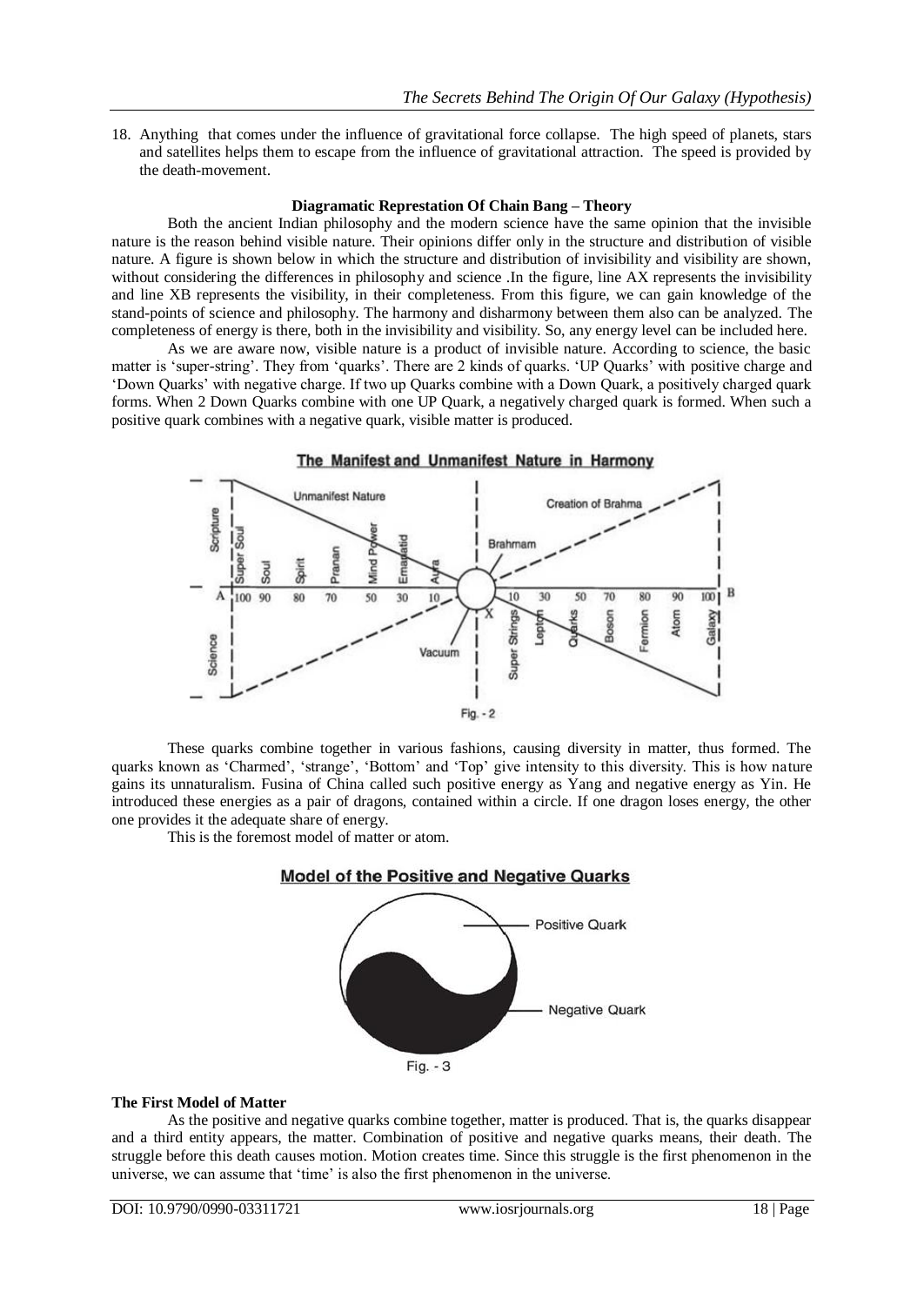18. Anything that comes under the influence of gravitational force collapse. The high speed of planets, stars and satellites helps them to escape from the influence of gravitational attraction. The speed is provided by the death-movement.

**Diagramatic Represtation Of Chain Bang – Theory**

Both the ancient Indian philosophy and the modern science have the same opinion that the invisible nature is the reason behind visible nature. Their opinions differ only in the structure and distribution of visible nature. A figure is shown below in which the structure and distribution of invisibility and visibility are shown, without considering the differences in philosophy and science .In the figure, line AX represents the invisibility and line XB represents the visibility, in their completeness. From this figure, we can gain knowledge of the stand-points of science and philosophy. The harmony and disharmony between them also can be analyzed. The completeness of energy is there, both in the invisibility and visibility. So, any energy level can be included here.

As we are aware now, visible nature is a product of invisible nature. According to science, the basic matter is 'super-string'. They from 'quarks'. There are 2 kinds of quarks. 'UP Quarks' with positive charge and 'Down Quarks' with negative charge. If two up Quarks combine with a Down Quark, a positively charged quark forms. When 2 Down Quarks combine with one UP Quark, a negatively charged quark is formed. When such a positive quark combines with a negative quark, visible matter is produced.

**The Manifest and Unmanifest Nature in Harmony**

Fig. - 2

These quarks combine together in various fashions, causing diversity in matter, thus formed. The quarks known as 'Charmed', 'strange', 'Bottom' and 'Top' give intensity to this diversity. This is how nature gains its unnaturalism. Fusina of China called such positive energy as Yang and negative energy as Yin. He introduced these energies as a pair of dragons, contained within a circle. If one dragon loses energy, the other one provides it the adequate share of energy.

This is the foremost model of matter or atom.

**Model of the Positive and Negative Quarks**

Fig. - 3

**The First Model of Matter**

As the positive and negative quarks combine together, matter is produced. That is, the quarks disappear and a third entity appears, the matter. Combination of positive and negative quarks means, their death. The struggle before this death causes motion. Motion creates time. Since this struggle is the first phenomenon in the universe, we can assume that 'time' is also the first phenomenon in the universe.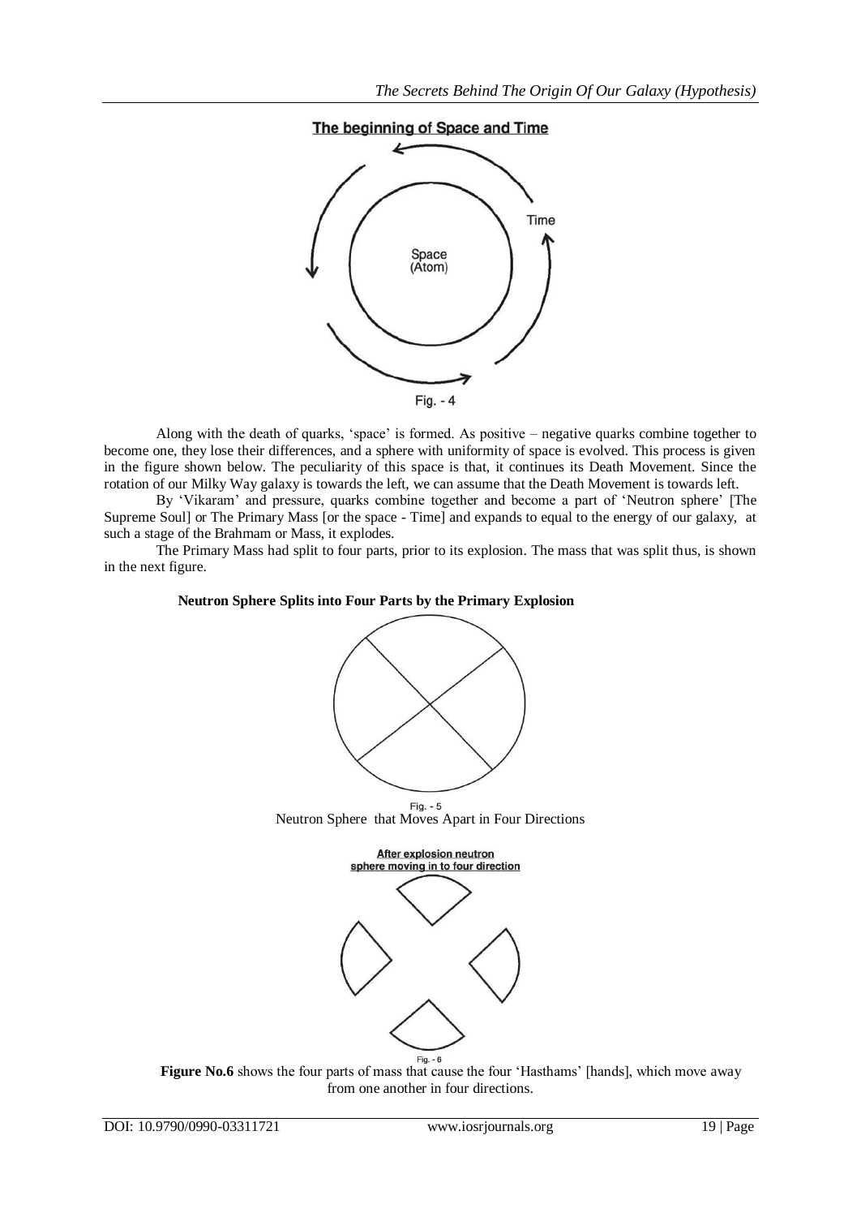The beginning of Space and Time

Time

Space (Atom)

Fig. - 4

Along with the death of quarks, 'space' is formed. As positive – negative quarks combine together to become one, they lose their differences, and a sphere with uniformity of space is evolved. This process is given in the figure shown below. The peculiarity of this space is that, it continues its Death Movement. Since the rotation of our Milky Way galaxy is towards the left, we can assume that the Death Movement is towards left.

By 'Vikaram' and pressure, quarks combine together and become a part of 'Neutron sphere' [The Supreme Soul] or The Primary Mass [or the space - Time] and expands to equal to the energy of our galaxy, at such a stage of the Brahmam or Mass, it explodes.

The Primary Mass had split to four parts, prior to its explosion. The mass that was split thus, is shown in the next figure.

**Neutron Sphere Splits into Four Parts by the Primary Explosion**

Fig. - 5

Neutron Sphere that Moves Apart in Four Directions

After explosion neutron sphere moving in to four direction

Fig. - 6

**Figure No.6** shows the four parts of mass that cause the four 'Hasthams' [hands], which move away from one another in four directions.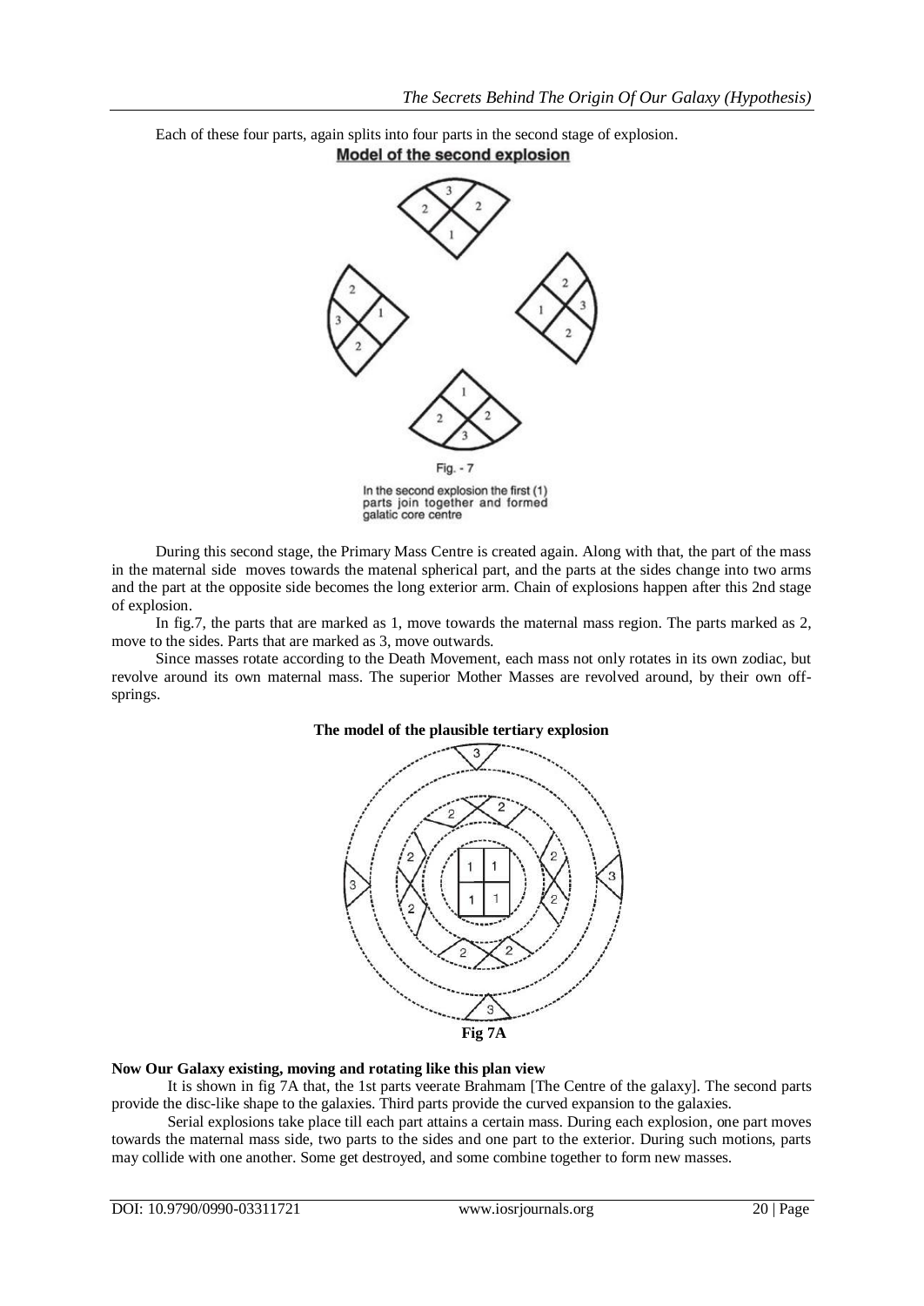Each of these four parts, again splits into four parts in the second stage of explosion.

**Model of the second explosion**

Fig. - 7

In the second explosion the first (1) parts join together and formed galatic core centre

During this second stage, the Primary Mass Centre is created again. Along with that, the part of the mass in the maternal side moves towards the matenal spherical part, and the parts at the sides change into two arms and the part at the opposite side becomes the long exterior arm. Chain of explosions happen after this 2nd stage of explosion.

In fig.7, the parts that are marked as 1, move towards the maternal mass region. The parts marked as 2, move to the sides. Parts that are marked as 3, move outwards.

Since masses rotate according to the Death Movement, each mass not only rotates in its own zodiac, but revolve around its own maternal mass. The superior Mother Masses are revolved around, by their own off-springs.

**The model of the plausible tertiary explosion**

**Fig 7A**

**Now Our Galaxy existing, moving and rotating like this plan view**

It is shown in fig 7A that, the 1st parts veerate Brahmam [The Centre of the galaxy]. The second parts provide the disc-like shape to the galaxies. Third parts provide the curved expansion to the galaxies.

Serial explosions take place till each part attains a certain mass. During each explosion, one part moves towards the maternal mass side, two parts to the sides and one part to the exterior. During such motions, parts may collide with one another. Some get destroyed, and some combine together to form new masses.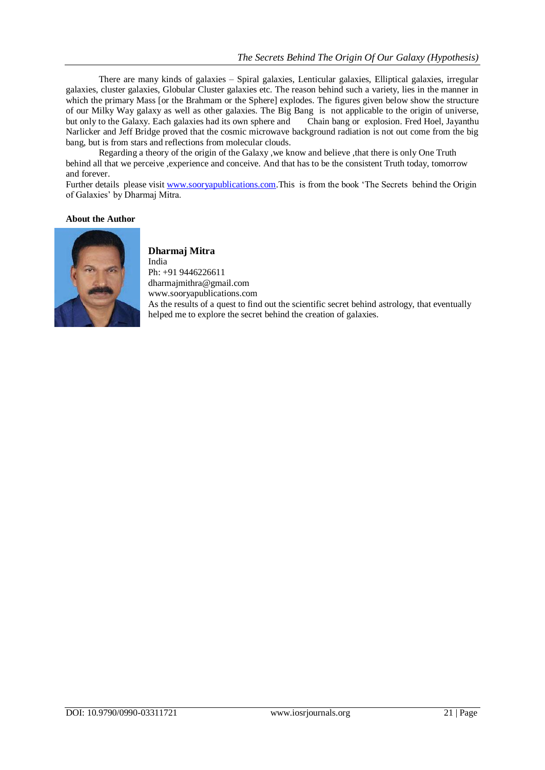There are many kinds of galaxies – Spiral galaxies, Lenticular galaxies, Elliptical galaxies, irregular galaxies, cluster galaxies, Globular Cluster galaxies etc. The reason behind such a variety, lies in the manner in which the primary Mass [or the Brahmam or the Sphere] explodes. The figures given below show the structure of our Milky Way galaxy as well as other galaxies. The Big Bang is not applicable to the origin of universe, but only to the Galaxy. Each galaxies had its own sphere and Chain bang or explosion. Fred Hoel, Jayanthu Narlicker and Jeff Bridge proved that the cosmic microwave background radiation is not out come from the big bang, but is from stars and reflections from molecular clouds.

Regarding a theory of the origin of the Galaxy ,we know and believe ,that there is only One Truth behind all that we perceive ,experience and conceive. And that has to be the consistent Truth today, tomorrow and forever.

Further details please visit www.sooryapublications.com.This is from the book 'The Secrets behind the Origin of Galaxies' by Dharmaj Mitra.

**About the Author**

**Dharmaj Mitra**
India
Ph: +91 9446226611
dharmajmithra@gmail.com
www.sooryapublications.com
As the results of a quest to find out the scientific secret behind astrology, that eventually helped me to explore the secret behind the creation of galaxies.